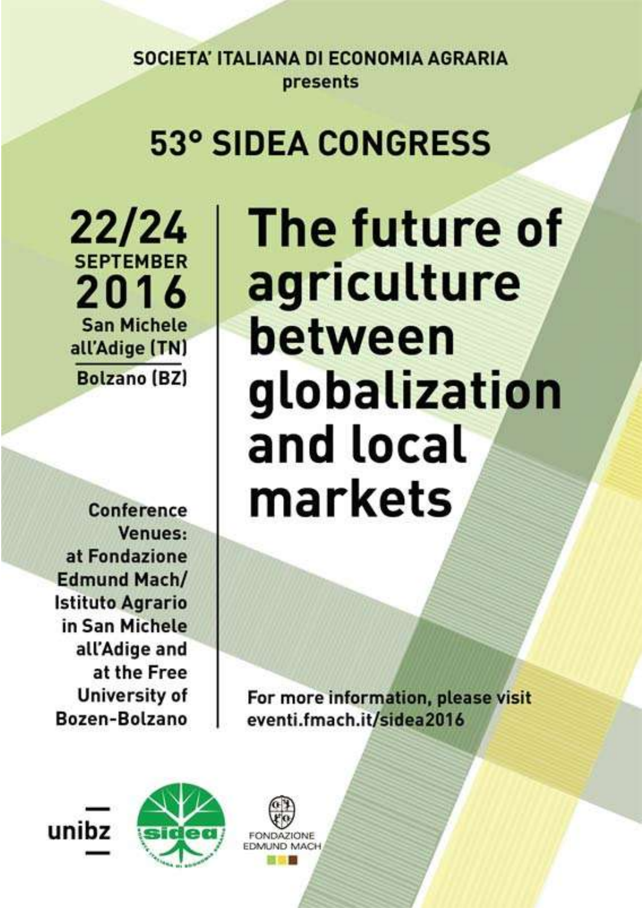SOCIETA' ITALIANA DI ECONOMIA AGRARIA
presents

# 53° SIDEA CONGRESS

**22/24 SEPTEMBER 2016**
**San Michele all'Adige (TN)**
**Bolzano (BZ)**

# The future of agriculture between globalization and local markets

**Conference Venues:**
**at Fondazione Edmund Mach/ Istituto Agrario in San Michele all'Adige and at the Free University of Bozen-Bolzano**

For more information, please visit
eventi.fmach.it/sidea2016

unibz

sidea

FONDAZIONE EDMUND MACH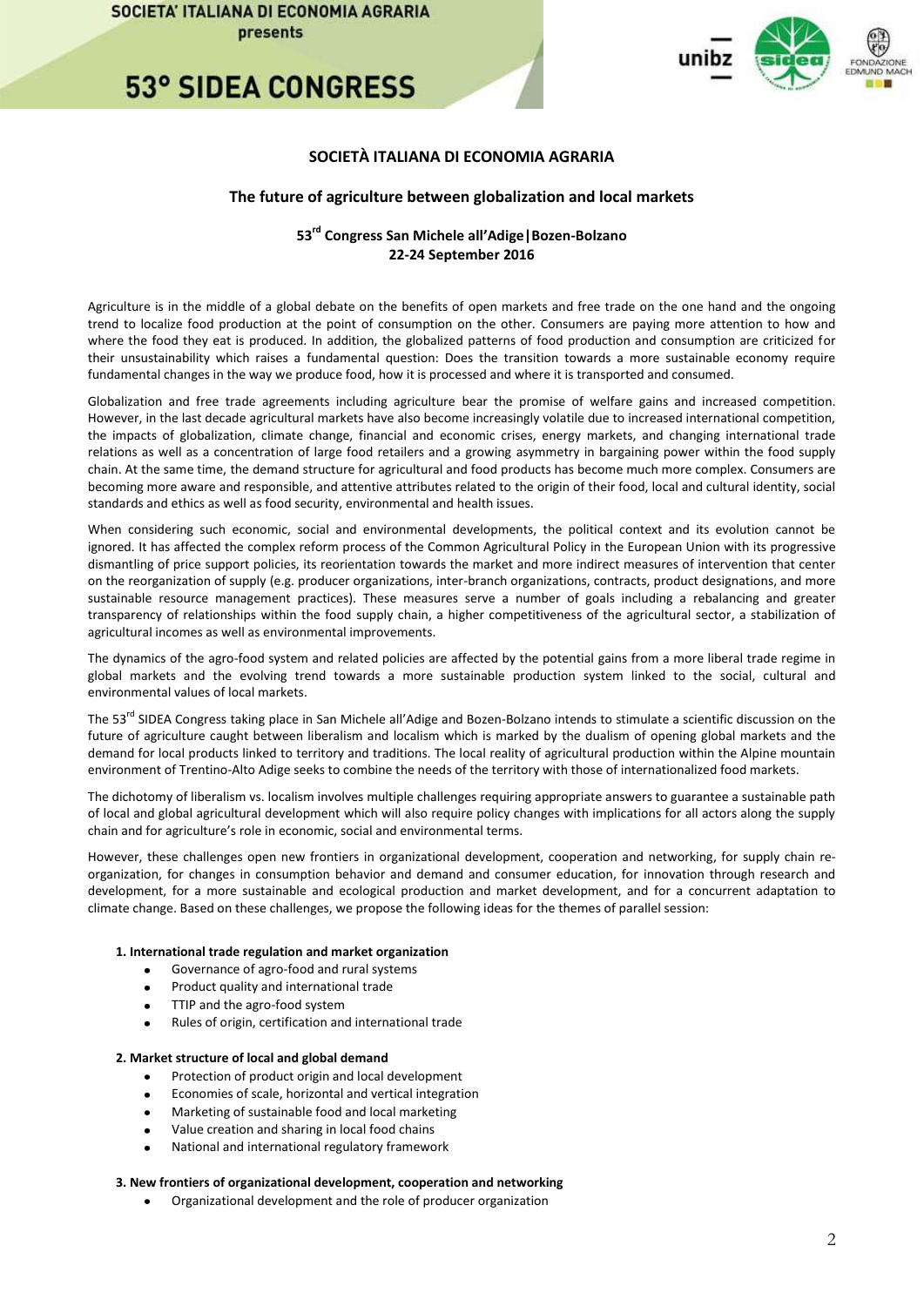SOCIETA' ITALIANA DI ECONOMIA AGRARIA presents

# 53° SIDEA CONGRESS

## SOCIETÀ ITALIANA DI ECONOMIA AGRARIA

### The future of agriculture between globalization and local markets

**53rd Congress San Michele all'Adige|Bozen-Bolzano**
**22-24 September 2016**

Agriculture is in the middle of a global debate on the benefits of open markets and free trade on the one hand and the ongoing trend to localize food production at the point of consumption on the other. Consumers are paying more attention to how and where the food they eat is produced. In addition, the globalized patterns of food production and consumption are criticized for their unsustainability which raises a fundamental question: Does the transition towards a more sustainable economy require fundamental changes in the way we produce food, how it is processed and where it is transported and consumed.

Globalization and free trade agreements including agriculture bear the promise of welfare gains and increased competition. However, in the last decade agricultural markets have also become increasingly volatile due to increased international competition, the impacts of globalization, climate change, financial and economic crises, energy markets, and changing international trade relations as well as a concentration of large food retailers and a growing asymmetry in bargaining power within the food supply chain. At the same time, the demand structure for agricultural and food products has become much more complex. Consumers are becoming more aware and responsible, and attentive attributes related to the origin of their food, local and cultural identity, social standards and ethics as well as food security, environmental and health issues.

When considering such economic, social and environmental developments, the political context and its evolution cannot be ignored. It has affected the complex reform process of the Common Agricultural Policy in the European Union with its progressive dismantling of price support policies, its reorientation towards the market and more indirect measures of intervention that center on the reorganization of supply (e.g. producer organizations, inter-branch organizations, contracts, product designations, and more sustainable resource management practices). These measures serve a number of goals including a rebalancing and greater transparency of relationships within the food supply chain, a higher competitiveness of the agricultural sector, a stabilization of agricultural incomes as well as environmental improvements.

The dynamics of the agro-food system and related policies are affected by the potential gains from a more liberal trade regime in global markets and the evolving trend towards a more sustainable production system linked to the social, cultural and environmental values of local markets.

The 53rd SIDEA Congress taking place in San Michele all'Adige and Bozen-Bolzano intends to stimulate a scientific discussion on the future of agriculture caught between liberalism and localism which is marked by the dualism of opening global markets and the demand for local products linked to territory and traditions. The local reality of agricultural production within the Alpine mountain environment of Trentino-Alto Adige seeks to combine the needs of the territory with those of internationalized food markets.

The dichotomy of liberalism vs. localism involves multiple challenges requiring appropriate answers to guarantee a sustainable path of local and global agricultural development which will also require policy changes with implications for all actors along the supply chain and for agriculture's role in economic, social and environmental terms.

However, these challenges open new frontiers in organizational development, cooperation and networking, for supply chain re-organization, for changes in consumption behavior and demand and consumer education, for innovation through research and development, for a more sustainable and ecological production and market development, and for a concurrent adaptation to climate change. Based on these challenges, we propose the following ideas for the themes of parallel session:

**1. International trade regulation and market organization**

- Governance of agro-food and rural systems
- Product quality and international trade
- TTIP and the agro-food system
- Rules of origin, certification and international trade

**2. Market structure of local and global demand**

- Protection of product origin and local development
- Economies of scale, horizontal and vertical integration
- Marketing of sustainable food and local marketing
- Value creation and sharing in local food chains
- National and international regulatory framework

**3. New frontiers of organizational development, cooperation and networking**

- Organizational development and the role of producer organization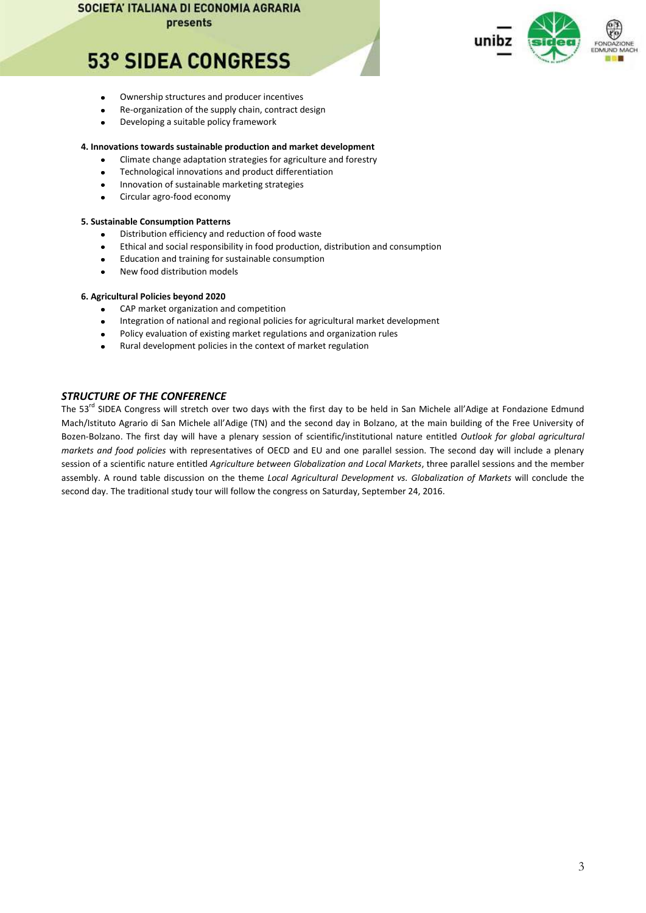- Ownership structures and producer incentives
- Re-organization of the supply chain, contract design
- Developing a suitable policy framework

**4. Innovations towards sustainable production and market development**

- Climate change adaptation strategies for agriculture and forestry
- Technological innovations and product differentiation
- Innovation of sustainable marketing strategies
- Circular agro-food economy

**5. Sustainable Consumption Patterns**

- Distribution efficiency and reduction of food waste
- Ethical and social responsibility in food production, distribution and consumption
- Education and training for sustainable consumption
- New food distribution models

**6. Agricultural Policies beyond 2020**

- CAP market organization and competition
- Integration of national and regional policies for agricultural market development
- Policy evaluation of existing market regulations and organization rules
- Rural development policies in the context of market regulation

## *STRUCTURE OF THE CONFERENCE*

The 53rd SIDEA Congress will stretch over two days with the first day to be held in San Michele all'Adige at Fondazione Edmund Mach/Istituto Agrario di San Michele all'Adige (TN) and the second day in Bolzano, at the main building of the Free University of Bozen-Bolzano. The first day will have a plenary session of scientific/institutional nature entitled *Outlook for global agricultural markets and food policies* with representatives of OECD and EU and one parallel session. The second day will include a plenary session of a scientific nature entitled *Agriculture between Globalization and Local Markets*, three parallel sessions and the member assembly. A round table discussion on the theme *Local Agricultural Development vs. Globalization of Markets* will conclude the second day. The traditional study tour will follow the congress on Saturday, September 24, 2016.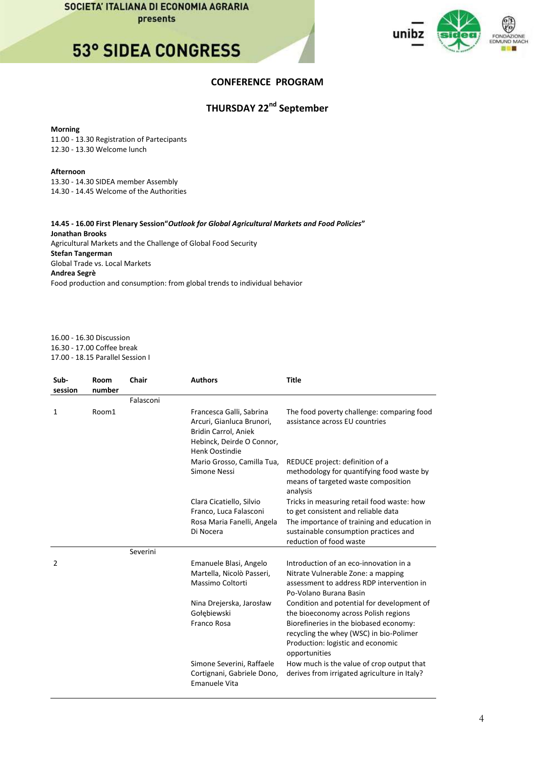SOCIETA' ITALIANA DI ECONOMIA AGRARIA presents

# 53° SIDEA CONGRESS

## CONFERENCE PROGRAM

### THURSDAY 22nd September

**Morning**
11.00 - 13.30 Registration of Partecipants
12.30 - 13.30 Welcome lunch

**Afternoon**
13.30 - 14.30 SIDEA member Assembly
14.30 - 14.45 Welcome of the Authorities

**14.45 - 16.00 First Plenary Session"*Outlook for Global Agricultural Markets and Food Policies*"**

**Jonathan Brooks**
Agricultural Markets and the Challenge of Global Food Security

**Stefan Tangerman**
Global Trade vs. Local Markets

**Andrea Segrè**
Food production and consumption: from global trends to individual behavior

16.00 - 16.30 Discussion
16.30 - 17.00 Coffee break
17.00 - 18.15 Parallel Session I

| Sub-session | Room number | Chair | Authors | Title |
|---|---|---|---|---|
| | | Falasconi | | |
| 1 | Room1 | | Francesca Galli, Sabrina Arcuri, Gianluca Brunori, Bridin Carrol, Aniek Hebinck, Deirde O Connor, Henk Oostindie | The food poverty challenge: comparing food assistance across EU countries |
| | | | Mario Grosso, Camilla Tua, Simone Nessi | REDUCE project: definition of a methodology for quantifying food waste by means of targeted waste composition analysis |
| | | | Clara Cicatiello, Silvio Franco, Luca Falasconi | Tricks in measuring retail food waste: how to get consistent and reliable data |
| | | | Rosa Maria Fanelli, Angela Di Nocera | The importance of training and education in sustainable consumption practices and reduction of food waste |
| | | Severini | | |
| 2 | | | Emanuele Blasi, Angelo Martella, Nicolò Passeri, Massimo Coltorti | Introduction of an eco-innovation in a Nitrate Vulnerable Zone: a mapping assessment to address RDP intervention in Po-Volano Burana Basin |
| | | | Nina Drejerska, Jarosław Gołębiewski | Condition and potential for development of the bioeconomy across Polish regions |
| | | | Franco Rosa | Biorefineries in the biobased economy: recycling the whey (WSC) in bio-Polimer Production: logistic and economic opportunities |
| | | | Simone Severini, Raffaele Cortignani, Gabriele Dono, Emanuele Vita | How much is the value of crop output that derives from irrigated agriculture in Italy? |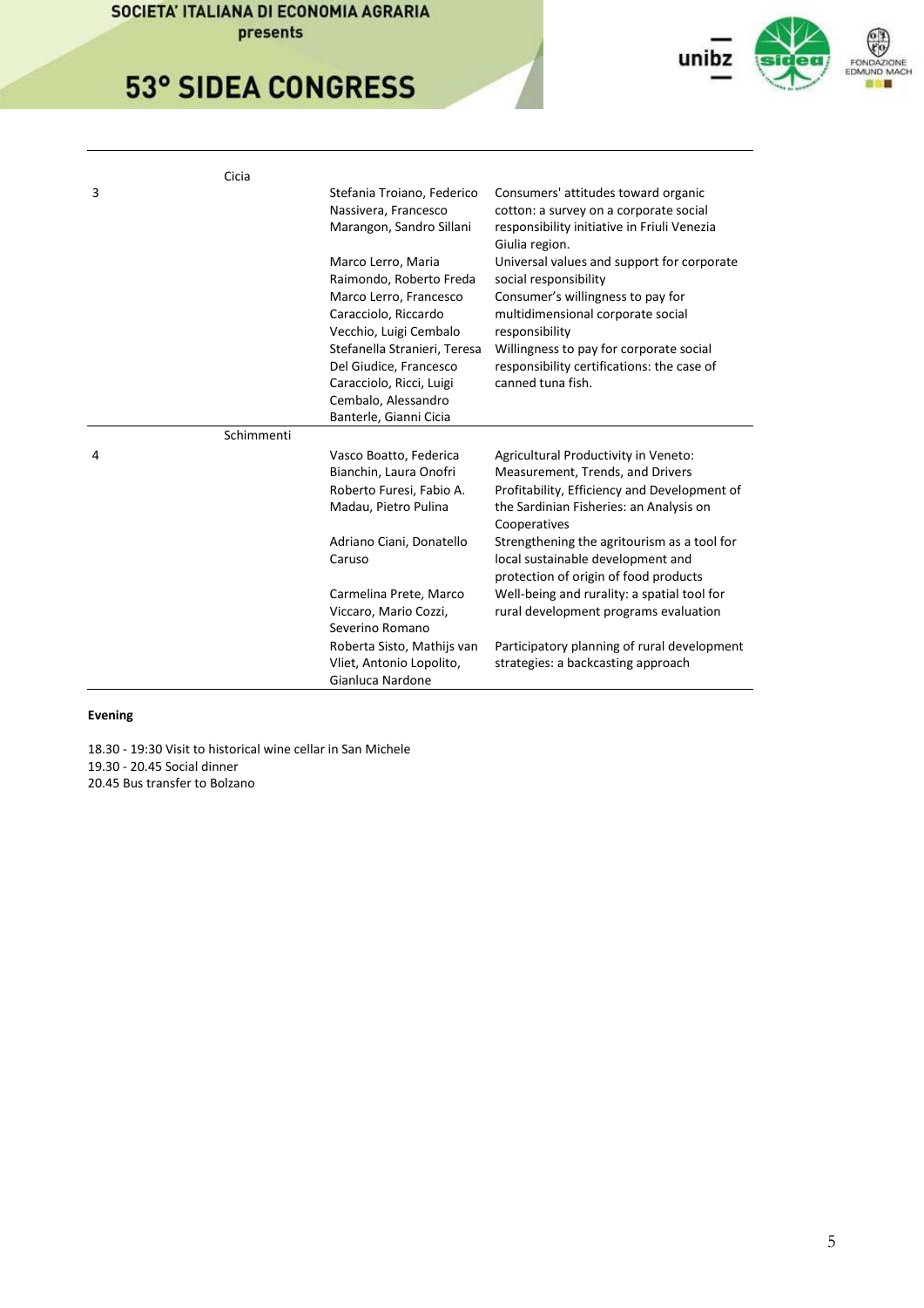| | | | |
|---|---|---|---|
| | Cicia | | |
| 3 | | Stefania Troiano, Federico Nassivera, Francesco Marangon, Sandro Sillani | Consumers' attitudes toward organic cotton: a survey on a corporate social responsibility initiative in Friuli Venezia Giulia region. |
| | | Marco Lerro, Maria Raimondo, Roberto Freda | Universal values and support for corporate social responsibility |
| | | Marco Lerro, Francesco Caracciolo, Riccardo Vecchio, Luigi Cembalo | Consumer's willingness to pay for multidimensional corporate social responsibility |
| | | Stefanella Stranieri, Teresa Del Giudice, Francesco Caracciolo, Ricci, Luigi Cembalo, Alessandro Banterle, Gianni Cicia | Willingness to pay for corporate social responsibility certifications: the case of canned tuna fish. |
| | Schimmenti | | |
| 4 | | Vasco Boatto, Federica Bianchin, Laura Onofri | Agricultural Productivity in Veneto: Measurement, Trends, and Drivers |
| | | Roberto Furesi, Fabio A. Madau, Pietro Pulina | Profitability, Efficiency and Development of the Sardinian Fisheries: an Analysis on Cooperatives |
| | | Adriano Ciani, Donatello Caruso | Strengthening the agritourism as a tool for local sustainable development and protection of origin of food products |
| | | Carmelina Prete, Marco Viccaro, Mario Cozzi, Severino Romano | Well-being and rurality: a spatial tool for rural development programs evaluation |
| | | Roberta Sisto, Mathijs van Vliet, Antonio Lopolito, Gianluca Nardone | Participatory planning of rural development strategies: a backcasting approach |

**Evening**

18.30 - 19:30 Visit to historical wine cellar in San Michele
19.30 - 20.45 Social dinner
20.45 Bus transfer to Bolzano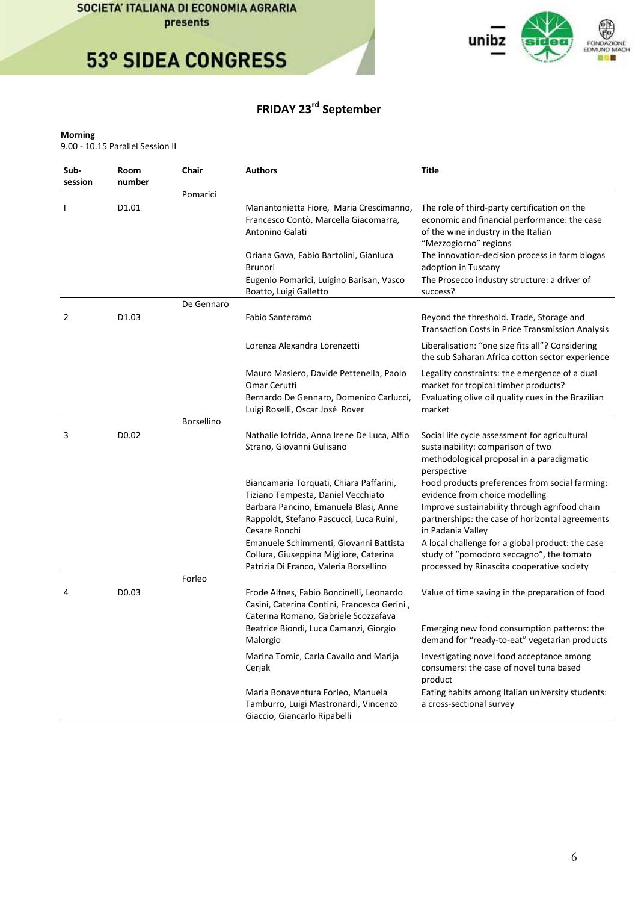## FRIDAY 23rd September

**Morning**
9.00 - 10.15 Parallel Session II

| Sub-session | Room number | Chair | Authors | Title |
|---|---|---|---|---|
| I | D1.01 | Pomarici | Mariantonietta Fiore, Maria Crescimanno, Francesco Contò, Marcella Giacomarra, Antonino Galati | The role of third-party certification on the economic and financial performance: the case of the wine industry in the Italian "Mezzogiorno" regions |
| | | | Oriana Gava, Fabio Bartolini, Gianluca Brunori | The innovation-decision process in farm biogas adoption in Tuscany |
| | | | Eugenio Pomarici, Luigino Barisan, Vasco Boatto, Luigi Galletto | The Prosecco industry structure: a driver of success? |
| 2 | D1.03 | De Gennaro | Fabio Santeramo | Beyond the threshold. Trade, Storage and Transaction Costs in Price Transmission Analysis |
| | | | Lorenza Alexandra Lorenzetti | Liberalisation: "one size fits all"? Considering the sub Saharan Africa cotton sector experience |
| | | | Mauro Masiero, Davide Pettenella, Paolo Omar Cerutti | Legality constraints: the emergence of a dual market for tropical timber products? |
| | | | Bernardo De Gennaro, Domenico Carlucci, Luigi Roselli, Oscar José Rover | Evaluating olive oil quality cues in the Brazilian market |
| 3 | D0.02 | Borsellino | Nathalie Iofrida, Anna Irene De Luca, Alfio Strano, Giovanni Gulisano | Social life cycle assessment for agricultural sustainability: comparison of two methodological proposal in a paradigmatic perspective |
| | | | Biancamaria Torquati, Chiara Paffarini, Tiziano Tempesta, Daniel Vecchiato | Food products preferences from social farming: evidence from choice modelling |
| | | | Barbara Pancino, Emanuela Blasi, Anne Rappoldt, Stefano Pascucci, Luca Ruini, Cesare Ronchi | Improve sustainability through agrifood chain partnerships: the case of horizontal agreements in Padania Valley |
| | | | Emanuele Schimmenti, Giovanni Battista Collura, Giuseppina Migliore, Caterina Patrizia Di Franco, Valeria Borsellino | A local challenge for a global product: the case study of "pomodoro seccagno", the tomato processed by Rinascita cooperative society |
| 4 | D0.03 | Forleo | Frode Alfnes, Fabio Boncinelli, Leonardo Casini, Caterina Contini, Francesca Gerini , Caterina Romano, Gabriele Scozzafava | Value of time saving in the preparation of food |
| | | | Beatrice Biondi, Luca Camanzi, Giorgio Malorgio | Emerging new food consumption patterns: the demand for "ready-to-eat" vegetarian products |
| | | | Marina Tomic, Carla Cavallo and Marija Cerjak | Investigating novel food acceptance among consumers: the case of novel tuna based product |
| | | | Maria Bonaventura Forleo, Manuela Tamburro, Luigi Mastronardi, Vincenzo Giaccio, Giancarlo Ripabelli | Eating habits among Italian university students: a cross-sectional survey |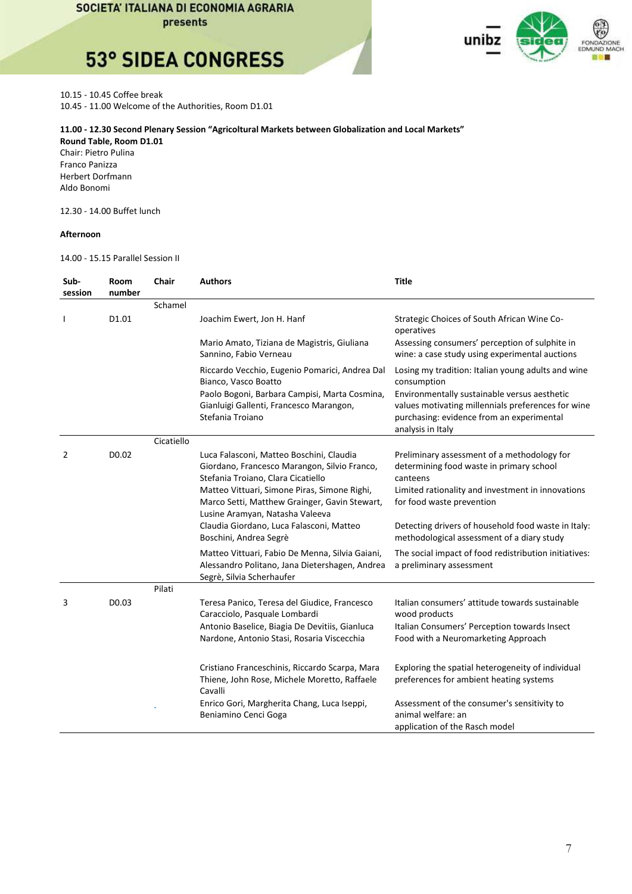10.15 - 10.45 Coffee break
10.45 - 11.00 Welcome of the Authorities, Room D1.01

**11.00 - 12.30 Second Plenary Session "Agricoltural Markets between Globalization and Local Markets"**
**Round Table, Room D1.01**
Chair: Pietro Pulina
Franco Panizza
Herbert Dorfmann
Aldo Bonomi

12.30 - 14.00 Buffet lunch

**Afternoon**

14.00 - 15.15 Parallel Session II

| Sub-session | Room number | Chair | Authors | Title |
|---|---|---|---|---|
| | | Schamel | | |
| I | D1.01 | | Joachim Ewert, Jon H. Hanf | Strategic Choices of South African Wine Co-operatives |
| | | | Mario Amato, Tiziana de Magistris, Giuliana Sannino, Fabio Verneau | Assessing consumers' perception of sulphite in wine: a case study using experimental auctions |
| | | | Riccardo Vecchio, Eugenio Pomarici, Andrea Dal Bianco, Vasco Boatto | Losing my tradition: Italian young adults and wine consumption |
| | | | Paolo Bogoni, Barbara Campisi, Marta Cosmina, Gianluigi Gallenti, Francesco Marangon, Stefania Troiano | Environmentally sustainable versus aesthetic values motivating millennials preferences for wine purchasing: evidence from an experimental analysis in Italy |
| | | Cicatiello | | |
| 2 | D0.02 | | Luca Falasconi, Matteo Boschini, Claudia Giordano, Francesco Marangon, Silvio Franco, Stefania Troiano, Clara Cicatiello | Preliminary assessment of a methodology for determining food waste in primary school canteens |
| | | | Matteo Vittuari, Simone Piras, Simone Righi, Marco Setti, Matthew Grainger, Gavin Stewart, Lusine Aramyan, Natasha Valeeva | Limited rationality and investment in innovations for food waste prevention |
| | | | Claudia Giordano, Luca Falasconi, Matteo Boschini, Andrea Segrè | Detecting drivers of household food waste in Italy: methodological assessment of a diary study |
| | | | Matteo Vittuari, Fabio De Menna, Silvia Gaiani, Alessandro Politano, Jana Dietershagen, Andrea Segrè, Silvia Scherhaufer | The social impact of food redistribution initiatives: a preliminary assessment |
| | | Pilati | | |
| 3 | D0.03 | | Teresa Panico, Teresa del Giudice, Francesco Caracciolo, Pasquale Lombardi | Italian consumers' attitude towards sustainable wood products |
| | | | Antonio Baselice, Biagia De Devitiis, Gianluca Nardone, Antonio Stasi, Rosaria Viscecchia | Italian Consumers' Perception towards Insect Food with a Neuromarketing Approach |
| | | | Cristiano Franceschinis, Riccardo Scarpa, Mara Thiene, John Rose, Michele Moretto, Raffaele Cavalli | Exploring the spatial heterogeneity of individual preferences for ambient heating systems |
| | | | Enrico Gori, Margherita Chang, Luca Iseppi, Beniamino Cenci Goga | Assessment of the consumer's sensitivity to animal welfare: an application of the Rasch model |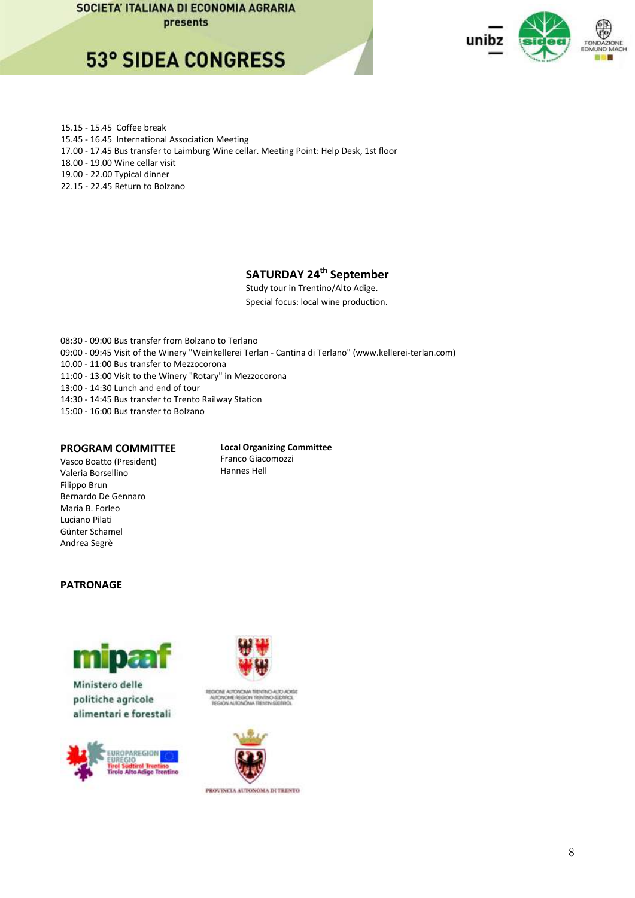15.15 - 15.45 Coffee break
15.45 - 16.45 International Association Meeting
17.00 - 17.45 Bus transfer to Laimburg Wine cellar. Meeting Point: Help Desk, 1st floor
18.00 - 19.00 Wine cellar visit
19.00 - 22.00 Typical dinner
22.15 - 22.45 Return to Bolzano

## SATURDAY 24th September

Study tour in Trentino/Alto Adige.
Special focus: local wine production.

08:30 - 09:00 Bus transfer from Bolzano to Terlano
09:00 - 09:45 Visit of the Winery "Weinkellerei Terlan - Cantina di Terlano" (www.kellerei-terlan.com)
10.00 - 11:00 Bus transfer to Mezzocorona
11:00 - 13:00 Visit to the Winery "Rotary" in Mezzocorona
13:00 - 14:30 Lunch and end of tour
14:30 - 14:45 Bus transfer to Trento Railway Station
15:00 - 16:00 Bus transfer to Bolzano

### PROGRAM COMMITTEE

Vasco Boatto (President)
Valeria Borsellino
Filippo Brun
Bernardo De Gennaro
Maria B. Forleo
Luciano Pilati
Günter Schamel
Andrea Segrè

**Local Organizing Committee**
Franco Giacomozzi
Hannes Hell

### PATRONAGE

mipaaf
Ministero delle politiche agricole alimentari e forestali

REGIONE AUTONOMA TRENTINO-ALTO ADIGE
AUTONOME REGION TRENTINO-SÜDTIROL
REGION AUTONOMA TRENTIN-SÜDTIROL

EUROPAREGION EUREGIO
Tirol Südtirol Trentino
Tirolo Alto Adige Trentino

PROVINCIA AUTONOMA DI TRENTO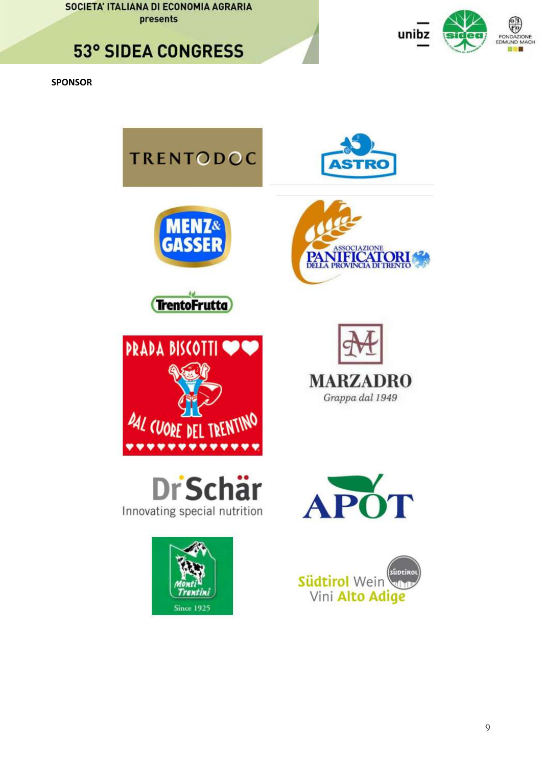**SPONSOR**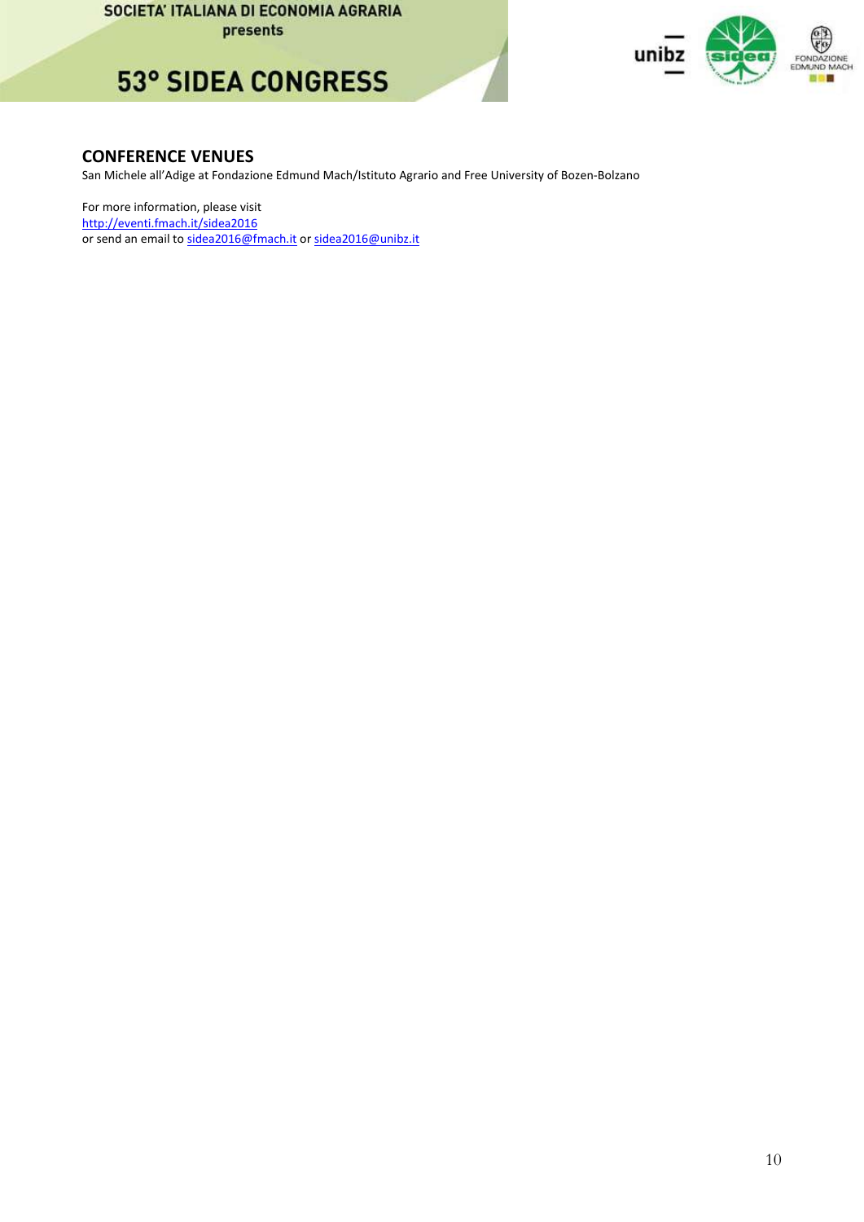## CONFERENCE VENUES

San Michele all'Adige at Fondazione Edmund Mach/Istituto Agrario and Free University of Bozen-Bolzano

For more information, please visit
http://eventi.fmach.it/sidea2016
or send an email to sidea2016@fmach.it or sidea2016@unibz.it